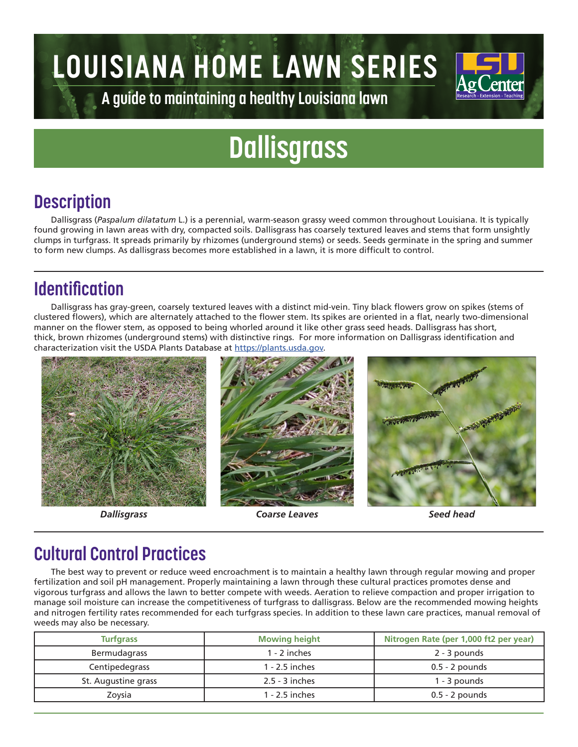# LOUISIANA HOME LAWN SERIES

A guide to maintaining a healthy Louisiana lawn

# Dallisgrass

## Description

Dallisgrass (*Paspalum dilatatum* L.) is a perennial, warm-season grassy weed common throughout Louisiana. It is typically found growing in lawn areas with dry, compacted soils. Dallisgrass has coarsely textured leaves and stems that form unsightly clumps in turfgrass. It spreads primarily by rhizomes (underground stems) or seeds. Seeds germinate in the spring and summer to form new clumps. As dallisgrass becomes more established in a lawn, it is more difficult to control.

## Identification

Dallisgrass has gray-green, coarsely textured leaves with a distinct mid-vein. Tiny black flowers grow on spikes (stems of clustered flowers), which are alternately attached to the flower stem. Its spikes are oriented in a flat, nearly two-dimensional manner on the flower stem, as opposed to being whorled around it like other grass seed heads. Dallisgrass has short, thick, brown rhizomes (underground stems) with distinctive rings. For more information on Dallisgrass identification and characterization visit the USDA Plants Database at https://plants.usda.gov.

***Dallisgrass***

***Coarse Leaves***

***Seed head***

## Cultural Control Practices

The best way to prevent or reduce weed encroachment is to maintain a healthy lawn through regular mowing and proper fertilization and soil pH management. Properly maintaining a lawn through these cultural practices promotes dense and vigorous turfgrass and allows the lawn to better compete with weeds. Aeration to relieve compaction and proper irrigation to manage soil moisture can increase the competitiveness of turfgrass to dallisgrass. Below are the recommended mowing heights and nitrogen fertility rates recommended for each turfgrass species. In addition to these lawn care practices, manual removal of weeds may also be necessary.

| Turfgrass | Mowing height | Nitrogen Rate (per 1,000 ft2 per year) |
|---|---|---|
| Bermudagrass | 1 - 2 inches | 2 - 3 pounds |
| Centipedegrass | 1 - 2.5 inches | 0.5 - 2 pounds |
| St. Augustine grass | 2.5 - 3 inches | 1 - 3 pounds |
| Zoysia | 1 - 2.5 inches | 0.5 - 2 pounds |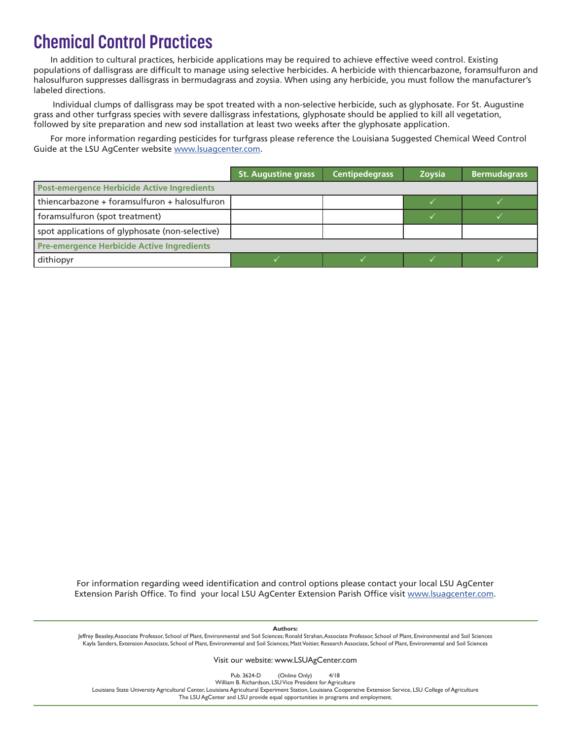# Chemical Control Practices

In addition to cultural practices, herbicide applications may be required to achieve effective weed control. Existing populations of dallisgrass are difficult to manage using selective herbicides. A herbicide with thiencarbazone, foramsulfuron and halosulfuron suppresses dallisgrass in bermudagrass and zoysia. When using any herbicide, you must follow the manufacturer's labeled directions.

Individual clumps of dallisgrass may be spot treated with a non-selective herbicide, such as glyphosate. For St. Augustine grass and other turfgrass species with severe dallisgrass infestations, glyphosate should be applied to kill all vegetation, followed by site preparation and new sod installation at least two weeks after the glyphosate application.

For more information regarding pesticides for turfgrass please reference the Louisiana Suggested Chemical Weed Control Guide at the LSU AgCenter website www.lsuagcenter.com.

| | St. Augustine grass | Centipedegrass | Zoysia | Bermudagrass |
|---|---|---|---|---|
| **Post-emergence Herbicide Active Ingredients** | | | | |
| thiencarbazone + foramsulfuron + halosulfuron | | | ✓ | ✓ |
| foramsulfuron (spot treatment) | | | ✓ | ✓ |
| spot applications of glyphosate (non-selective) | | | | |
| **Pre-emergence Herbicide Active Ingredients** | | | | |
| dithiopyr | ✓ | ✓ | ✓ | ✓ |

For information regarding weed identification and control options please contact your local LSU AgCenter Extension Parish Office. To find your local LSU AgCenter Extension Parish Office visit www.lsuagcenter.com.

**Authors:**

Jeffrey Beasley, Associate Professor, School of Plant, Environmental and Soil Sciences; Ronald Strahan, Associate Professor, School of Plant, Environmental and Soil Sciences
Kayla Sanders, Extension Associate, School of Plant, Environmental and Soil Sciences; Matt Voitier, Research Associate, School of Plant, Environmental and Soil Sciences

Visit our website: www.LSUAgCenter.com

Pub. 3624-D (Online Only) 4/18
William B. Richardson, LSU Vice President for Agriculture
Louisiana State University Agricultural Center, Louisiana Agricultural Experiment Station, Louisiana Cooperative Extension Service, LSU College of Agriculture
The LSU AgCenter and LSU provide equal opportunities in programs and employment.